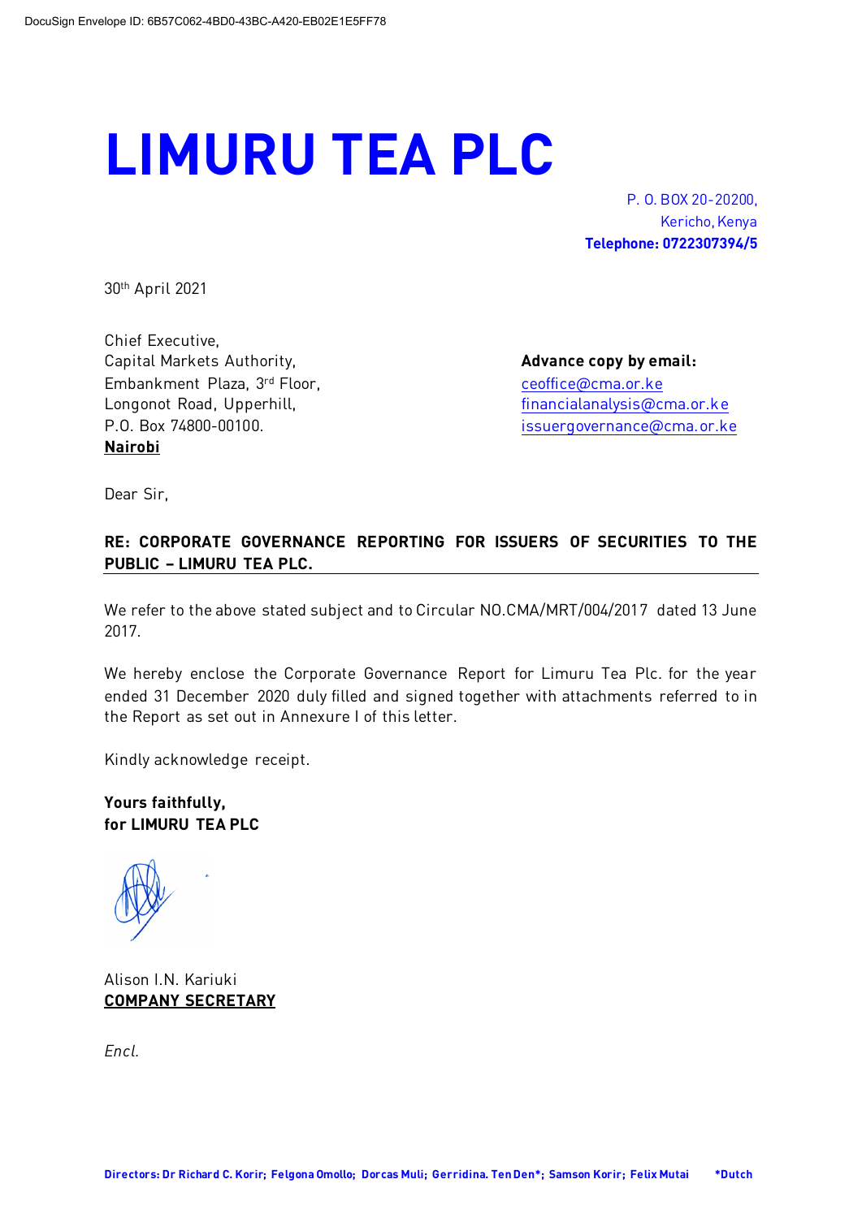DocuSign Envelope ID: 6B57C062-4BD0-43BC-A420-EB02E1E5FF78

# LIMURU TEA PLC

P. O. BOX 20-20200,
Kericho, Kenya
**Telephone: 0722307394/5**

30th April 2021

Chief Executive,
Capital Markets Authority,
Embankment Plaza, 3rd Floor,
Longonot Road, Upperhill,
P.O. Box 74800-00100.
**Nairobi**

**Advance copy by email:**
ceoffice@cma.or.ke
financialanalysis@cma.or.ke
issuergovernance@cma.or.ke

Dear Sir,

**RE: CORPORATE GOVERNANCE REPORTING FOR ISSUERS OF SECURITIES TO THE PUBLIC – LIMURU TEA PLC.**

We refer to the above stated subject and to Circular NO.CMA/MRT/004/2017 dated 13 June 2017.

We hereby enclose the Corporate Governance Report for Limuru Tea Plc. for the year ended 31 December 2020 duly filled and signed together with attachments referred to in the Report as set out in Annexure I of this letter.

Kindly acknowledge receipt.

**Yours faithfully,**
**for LIMURU TEA PLC**

Alison I.N. Kariuki
**COMPANY SECRETARY**

*Encl.*

**Directors: Dr Richard C. Korir; Felgona Omollo; Dorcas Muli; Gerridina. Ten Den*; Samson Korir; Felix Mutai *Dutch**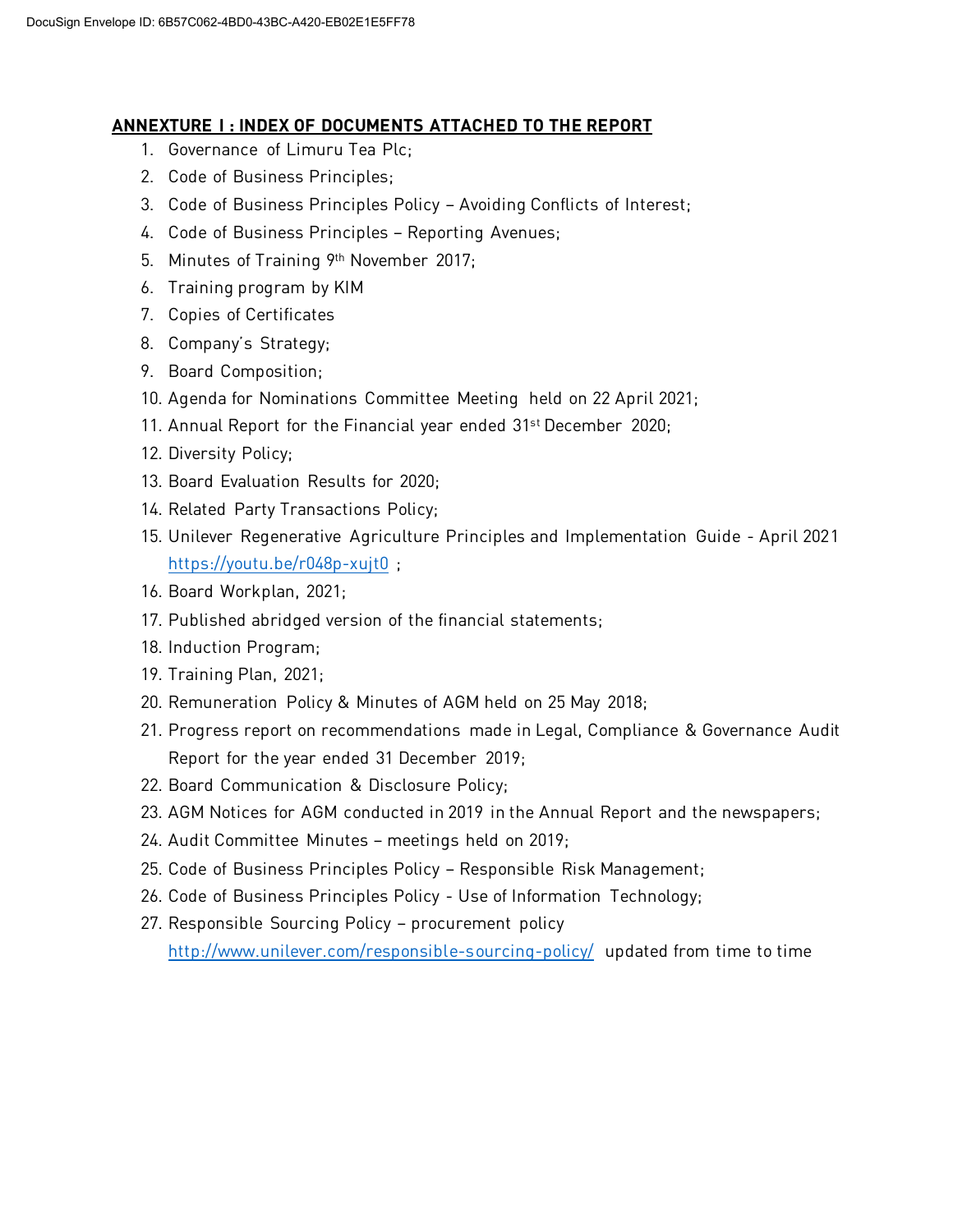## ANNEXTURE I : INDEX OF DOCUMENTS ATTACHED TO THE REPORT

1. Governance of Limuru Tea Plc;
2. Code of Business Principles;
3. Code of Business Principles Policy – Avoiding Conflicts of Interest;
4. Code of Business Principles – Reporting Avenues;
5. Minutes of Training 9th November 2017;
6. Training program by KIM
7. Copies of Certificates
8. Company's Strategy;
9. Board Composition;
10. Agenda for Nominations Committee Meeting held on 22 April 2021;
11. Annual Report for the Financial year ended 31st December 2020;
12. Diversity Policy;
13. Board Evaluation Results for 2020;
14. Related Party Transactions Policy;
15. Unilever Regenerative Agriculture Principles and Implementation Guide - April 2021 https://youtu.be/r048p-xujt0 ;
16. Board Workplan, 2021;
17. Published abridged version of the financial statements;
18. Induction Program;
19. Training Plan, 2021;
20. Remuneration Policy & Minutes of AGM held on 25 May 2018;
21. Progress report on recommendations made in Legal, Compliance & Governance Audit Report for the year ended 31 December 2019;
22. Board Communication & Disclosure Policy;
23. AGM Notices for AGM conducted in 2019 in the Annual Report and the newspapers;
24. Audit Committee Minutes – meetings held on 2019;
25. Code of Business Principles Policy – Responsible Risk Management;
26. Code of Business Principles Policy - Use of Information Technology;
27. Responsible Sourcing Policy – procurement policy http://www.unilever.com/responsible-sourcing-policy/ updated from time to time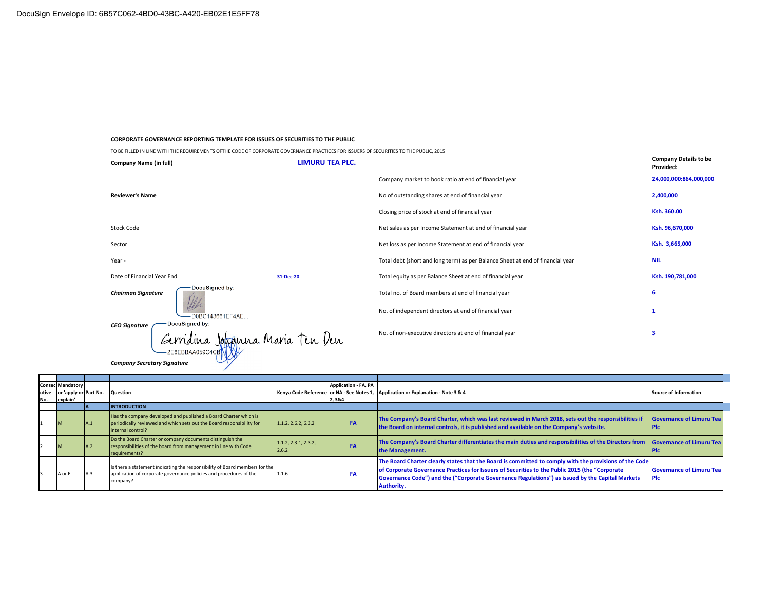DocuSign Envelope ID: 6B57C062-4BD0-43BC-A420-EB02E1E5FF78

**CORPORATE GOVERNANCE REPORTING TEMPLATE FOR ISSUES OF SECURITIES TO THE PUBLIC**

TO BE FILLED IN LINE WITH THE REQUIREMENTS OFTHE CODE OF CORPORATE GOVERNANCE PRACTICES FOR ISSUERS OF SECURITIES TO THE PUBLIC, 2015

| | | | **Company Details to be Provided:** |
|---|---|---|---|
| **Company Name (in full)** | **LIMURU TEA PLC.** | Company market to book ratio at end of financial year | **24,000,000:864,000,000** |
| **Reviewer's Name** | | No of outstanding shares at end of financial year | **2,400,000** |
| | | Closing price of stock at end of financial year | **Ksh. 360.00** |
| Stock Code | | Net sales as per Income Statement at end of financial year | **Ksh. 96,670,000** |
| Sector | | Net loss as per Income Statement at end of financial year | **Ksh. 3,665,000** |
| Year - | | Total debt (short and long term) as per Balance Sheet at end of financial year | **NIL** |
| Date of Financial Year End | **31-Dec-20** | Total equity as per Balance Sheet at end of financial year | **Ksh. 190,781,000** |
| ***Chairman Signature*** | DocuSigned by: D0BC143661EF4AE... | Total no. of Board members at end of financial year | **6** |
| | | No. of independent directors at end of financial year | **1** |
| ***CEO Signature*** | DocuSigned by: Gerridina Johanna Maria Ten Den 2E8EBBAA059C4CB... | No. of non-executive directors at end of financial year | **3** |
| ***Company Secretary Signature*** | | | |

| Consecutive No. | Mandatory or 'apply or explain' | Part No. | Question | Kenya Code Reference | Application - FA, PA or NA - See Notes 1, 2, 3&4 | Application or Explanation - Note 3 & 4 | Source of Information |
|---|---|---|---|---|---|---|---|
| | | A | **INTRODUCTION** | | | | |
| 1 | M | A.1 | Has the company developed and published a Board Charter which is periodically reviewed and which sets out the Board responsibility for internal control? | 1.1.2, 2.6.2, 6.3.2 | **FA** | **The Company's Board Charter, which was last reviewed in March 2018, sets out the responsibilities if the Board on internal controls, it is published and available on the Company's website.** | **Governance of Limuru Tea Plc** |
| 2 | M | A.2 | Do the Board Charter or company documents distinguish the responsibilities of the board from management in line with Code requirements? | 1.1.2, 2.3.1, 2.3.2, 2.6.2 | **FA** | **The Company's Board Charter differentiates the main duties and responsibilities of the Directors from the Management.** | **Governance of Limuru Tea Plc** |
| 3 | A or E | A.3 | Is there a statement indicating the responsibility of Board members for the application of corporate governance policies and procedures of the company? | 1.1.6 | **FA** | **The Board Charter clearly states that the Board is committed to comply with the provisions of the Code of Corporate Governance Practices for Issuers of Securities to the Public 2015 (the "Corporate Governance Code") and the ("Corporate Governance Regulations") as issued by the Capital Markets Authority.** | **Governance of Limuru Tea Plc** |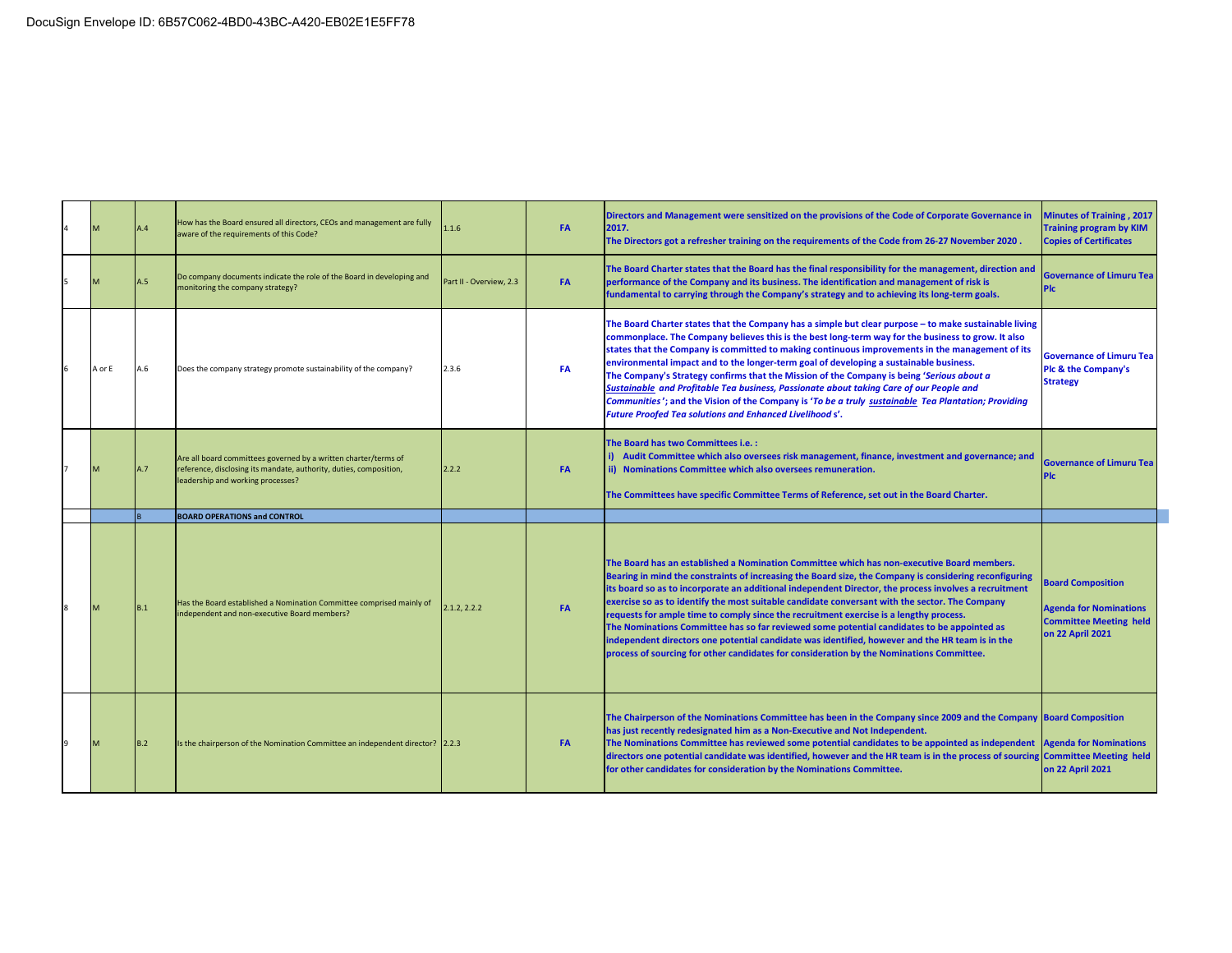DocuSign Envelope ID: 6B57C062-4BD0-43BC-A420-EB02E1E5FF78

| | | | | | | | |
|---|---|---|---|---|---|---|---|
| 4 | M | A.4 | How has the Board ensured all directors, CEOs and management are fully aware of the requirements of this Code? | 1.1.6 | FA | **Directors and Management were sensitized on the provisions of the Code of Corporate Governance in 2017.**<br>**The Directors got a refresher training on the requirements of the Code from 26-27 November 2020 .** | **Minutes of Training , 2017 Training program by KIM Copies of Certificates** |
| 5 | M | A.5 | Do company documents indicate the role of the Board in developing and monitoring the company strategy? | Part II - Overview, 2.3 | FA | **The Board Charter states that the Board has the final responsibility for the management, direction and performance of the Company and its business. The identification and management of risk is fundamental to carrying through the Company's strategy and to achieving its long-term goals.** | **Governance of Limuru Tea Plc** |
| 6 | A or E | A.6 | Does the company strategy promote sustainability of the company? | 2.3.6 | FA | **The Board Charter states that the Company has a simple but clear purpose – to make sustainable living commonplace. The Company believes this is the best long-term way for the business to grow. It also states that the Company is committed to making continuous improvements in the management of its environmental impact and to the longer-term goal of developing a sustainable business.**<br>**The Company's Strategy confirms that the Mission of the Company is being '*Serious about a Sustainable and Profitable Tea business, Passionate about taking Care of our People and Communities*'; and the Vision of the Company is '*To be a truly sustainable Tea Plantation; Providing Future Proofed Tea solutions and Enhanced Livelihood s*'.** | **Governance of Limuru Tea Plc & the Company's Strategy** |
| 7 | M | A.7 | Are all board committees governed by a written charter/terms of reference, disclosing its mandate, authority, duties, composition, leadership and working processes? | 2.2.2 | FA | **The Board has two Committees i.e. :**<br>**i) Audit Committee which also oversees risk management, finance, investment and governance; and**<br>**ii) Nominations Committee which also oversees remuneration.**<br>**The Committees have specific Committee Terms of Reference, set out in the Board Charter.** | **Governance of Limuru Tea Plc** |
| | | B | **BOARD OPERATIONS and CONTROL** | | | | |
| 8 | M | B.1 | Has the Board established a Nomination Committee comprised mainly of independent and non-executive Board members? | 2.1.2, 2.2.2 | FA | **The Board has an established a Nomination Committee which has non-executive Board members. Bearing in mind the constraints of increasing the Board size, the Company is considering reconfiguring its board so as to incorporate an additional independent Director, the process involves a recruitment exercise so as to identify the most suitable candidate conversant with the sector. The Company requests for ample time to comply since the recruitment exercise is a lengthy process.**<br>**The Nominations Committee has so far reviewed some potential candidates to be appointed as independent directors one potential candidate was identified, however and the HR team is in the process of sourcing for other candidates for consideration by the Nominations Committee.** | **Board Composition**<br>**Agenda for Nominations Committee Meeting held on 22 April 2021** |
| 9 | M | B.2 | Is the chairperson of the Nomination Committee an independent director? | 2.2.3 | FA | **The Chairperson of the Nominations Committee has been in the Company since 2009 and the Company has just recently redesignated him as a Non-Executive and Not Independent.**<br>**The Nominations Committee has reviewed some potential candidates to be appointed as independent directors one potential candidate was identified, however and the HR team is in the process of sourcing for other candidates for consideration by the Nominations Committee.** | **Board Composition**<br>**Agenda for Nominations Committee Meeting held on 22 April 2021** |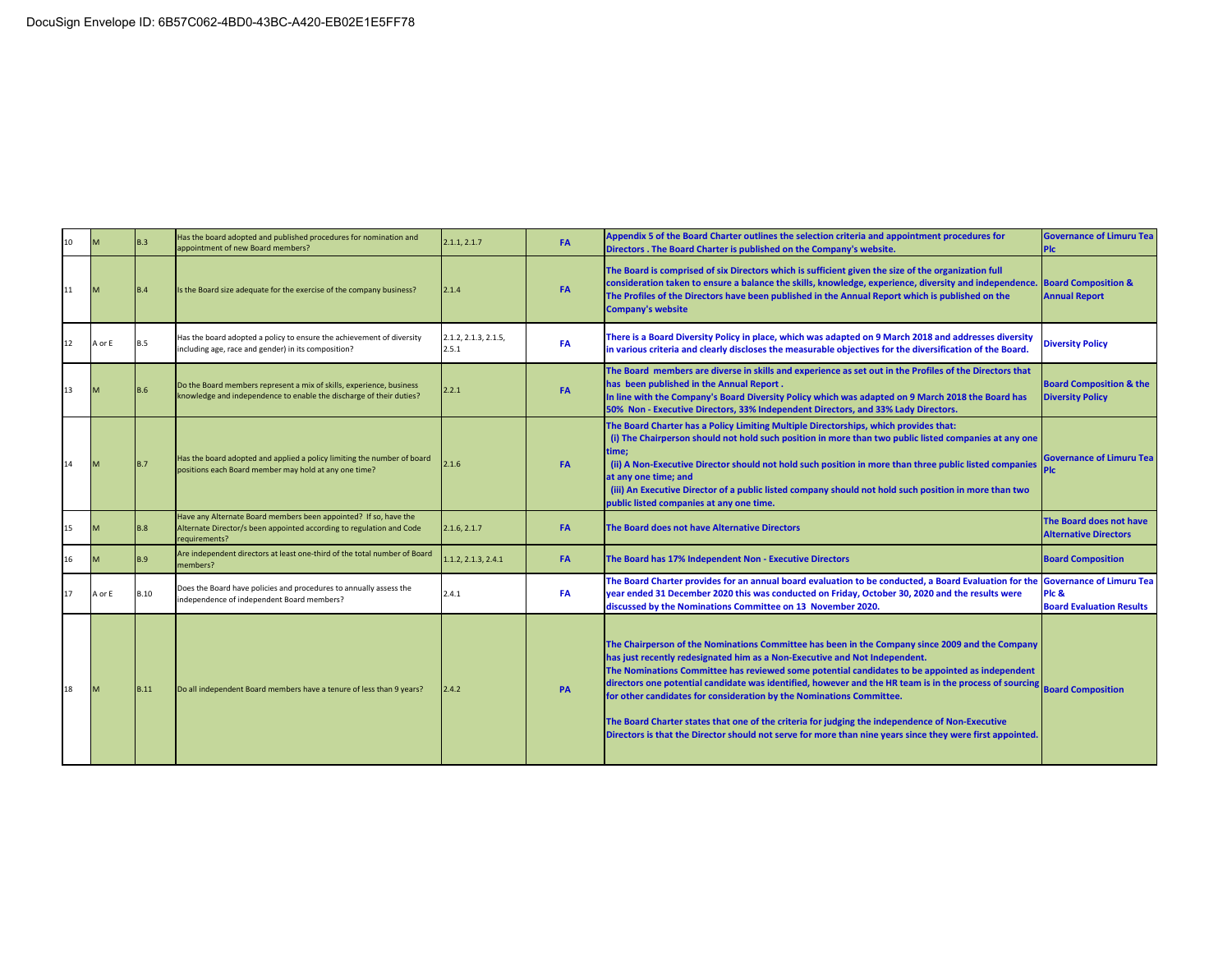DocuSign Envelope ID: 6B57C062-4BD0-43BC-A420-EB02E1E5FF78

| | | | | | | | |
|---|---|---|---|---|---|---|---|
| 10 | M | B.3 | Has the board adopted and published procedures for nomination and appointment of new Board members? | 2.1.1, 2.1.7 | FA | Appendix 5 of the Board Charter outlines the selection criteria and appointment procedures for Directors . The Board Charter is published on the Company's website. | Governance of Limuru Tea Plc |
| 11 | M | B.4 | Is the Board size adequate for the exercise of the company business? | 2.1.4 | FA | The Board is comprised of six Directors which is sufficient given the size of the organization full consideration taken to ensure a balance the skills, knowledge, experience, diversity and independence. The Profiles of the Directors have been published in the Annual Report which is published on the Company's website | Board Composition & Annual Report |
| 12 | A or E | B.5 | Has the board adopted a policy to ensure the achievement of diversity including age, race and gender) in its composition? | 2.1.2, 2.1.3, 2.1.5, 2.5.1 | FA | There is a Board Diversity Policy in place, which was adapted on 9 March 2018 and addresses diversity in various criteria and clearly discloses the measurable objectives for the diversification of the Board. | Diversity Policy |
| 13 | M | B.6 | Do the Board members represent a mix of skills, experience, business knowledge and independence to enable the discharge of their duties? | 2.2.1 | FA | The Board members are diverse in skills and experience as set out in the Profiles of the Directors that has been published in the Annual Report .<br>In line with the Company's Board Diversity Policy which was adapted on 9 March 2018 the Board has 50% Non - Executive Directors, 33% Independent Directors, and 33% Lady Directors. | Board Composition & the Diversity Policy |
| 14 | M | B.7 | Has the board adopted and applied a policy limiting the number of board positions each Board member may hold at any one time? | 2.1.6 | FA | The Board Charter has a Policy Limiting Multiple Directorships, which provides that:<br>(i) The Chairperson should not hold such position in more than two public listed companies at any one time;<br>(ii) A Non-Executive Director should not hold such position in more than three public listed companies at any one time; and<br>(iii) An Executive Director of a public listed company should not hold such position in more than two public listed companies at any one time. | Governance of Limuru Tea Plc |
| 15 | M | B.8 | Have any Alternate Board members been appointed? If so, have the Alternate Director/s been appointed according to regulation and Code requirements? | 2.1.6, 2.1.7 | FA | The Board does not have Alternative Directors | The Board does not have Alternative Directors |
| 16 | M | B.9 | Are independent directors at least one-third of the total number of Board members? | 1.1.2, 2.1.3, 2.4.1 | FA | The Board has 17% Independent Non - Executive Directors | Board Composition |
| 17 | A or E | B.10 | Does the Board have policies and procedures to annually assess the independence of independent Board members? | 2.4.1 | FA | The Board Charter provides for an annual board evaluation to be conducted, a Board Evaluation for the year ended 31 December 2020 this was conducted on Friday, October 30, 2020 and the results were discussed by the Nominations Committee on 13 November 2020. | Governance of Limuru Tea Plc &<br>Board Evaluation Results |
| 18 | M | B.11 | Do all independent Board members have a tenure of less than 9 years? | 2.4.2 | PA | The Chairperson of the Nominations Committee has been in the Company since 2009 and the Company has just recently redesignated him as a Non-Executive and Not Independent.<br>The Nominations Committee has reviewed some potential candidates to be appointed as independent directors one potential candidate was identified, however and the HR team is in the process of sourcing for other candidates for consideration by the Nominations Committee.<br><br>The Board Charter states that one of the criteria for judging the independence of Non-Executive Directors is that the Director should not serve for more than nine years since they were first appointed. | Board Composition |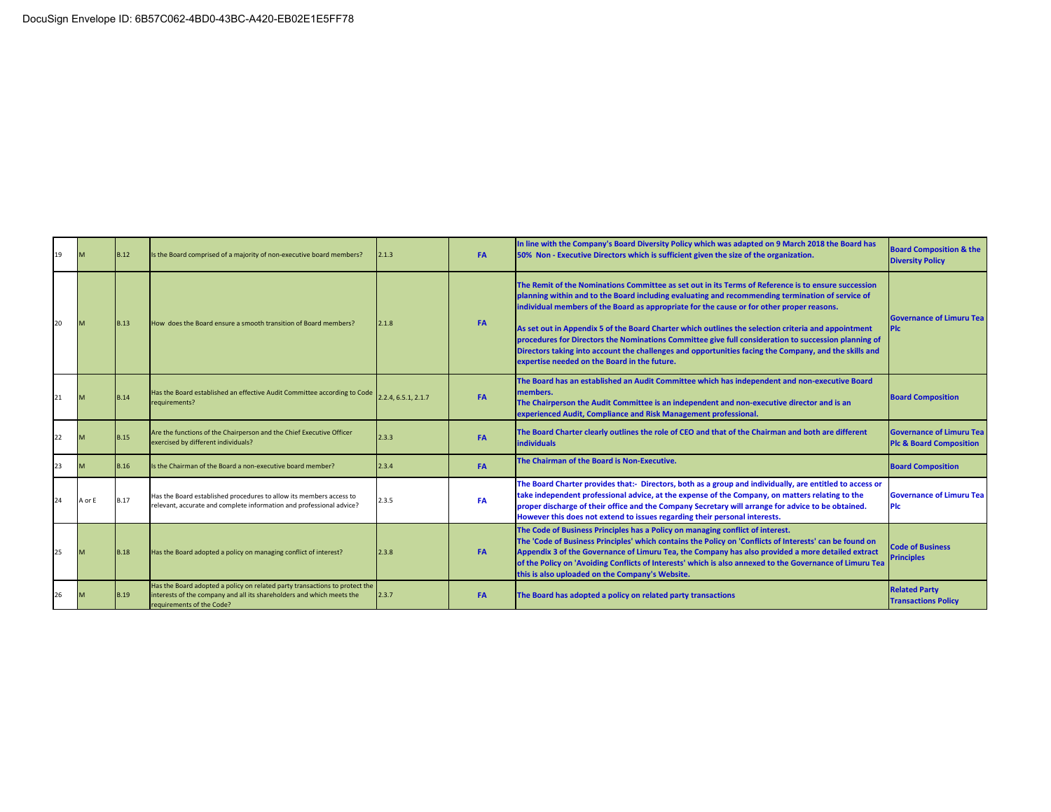| | | | | | | | |
|---|---|---|---|---|---|---|---|
| 19 | M | B.12 | Is the Board comprised of a majority of non-executive board members? | 2.1.3 | **FA** | **In line with the Company's Board Diversity Policy which was adapted on 9 March 2018 the Board has 50% Non - Executive Directors which is sufficient given the size of the organization.** | **Board Composition & the Diversity Policy** |
| 20 | M | B.13 | How does the Board ensure a smooth transition of Board members? | 2.1.8 | **FA** | **The Remit of the Nominations Committee as set out in its Terms of Reference is to ensure succession planning within and to the Board including evaluating and recommending termination of service of individual members of the Board as appropriate for the cause or for other proper reasons.**<br><br>**As set out in Appendix 5 of the Board Charter which outlines the selection criteria and appointment procedures for Directors the Nominations Committee give full consideration to succession planning of Directors taking into account the challenges and opportunities facing the Company, and the skills and expertise needed on the Board in the future.** | **Governance of Limuru Tea Plc** |
| 21 | M | B.14 | Has the Board established an effective Audit Committee according to Code requirements? | 2.2.4, 6.5.1, 2.1.7 | **FA** | **The Board has an established an Audit Committee which has independent and non-executive Board members.**<br>**The Chairperson the Audit Committee is an independent and non-executive director and is an experienced Audit, Compliance and Risk Management professional.** | **Board Composition** |
| 22 | M | B.15 | Are the functions of the Chairperson and the Chief Executive Officer exercised by different individuals? | 2.3.3 | **FA** | **The Board Charter clearly outlines the role of CEO and that of the Chairman and both are different individuals** | **Governance of Limuru Tea Plc & Board Composition** |
| 23 | M | B.16 | Is the Chairman of the Board a non-executive board member? | 2.3.4 | **FA** | **The Chairman of the Board is Non-Executive.** | **Board Composition** |
| 24 | A or E | B.17 | Has the Board established procedures to allow its members access to relevant, accurate and complete information and professional advice? | 2.3.5 | **FA** | **The Board Charter provides that:- Directors, both as a group and individually, are entitled to access or take independent professional advice, at the expense of the Company, on matters relating to the proper discharge of their office and the Company Secretary will arrange for advice to be obtained. However this does not extend to issues regarding their personal interests.** | **Governance of Limuru Tea Plc** |
| 25 | M | B.18 | Has the Board adopted a policy on managing conflict of interest? | 2.3.8 | **FA** | **The Code of Business Principles has a Policy on managing conflict of interest.**<br>**The 'Code of Business Principles' which contains the Policy on 'Conflicts of Interests' can be found on Appendix 3 of the Governance of Limuru Tea, the Company has also provided a more detailed extract of the Policy on 'Avoiding Conflicts of Interests' which is also annexed to the Governance of Limuru Tea this is also uploaded on the Company's Website.** | **Code of Business Principles** |
| 26 | M | B.19 | Has the Board adopted a policy on related party transactions to protect the interests of the company and all its shareholders and which meets the requirements of the Code? | 2.3.7 | **FA** | **The Board has adopted a policy on related party transactions** | **Related Party Transactions Policy** |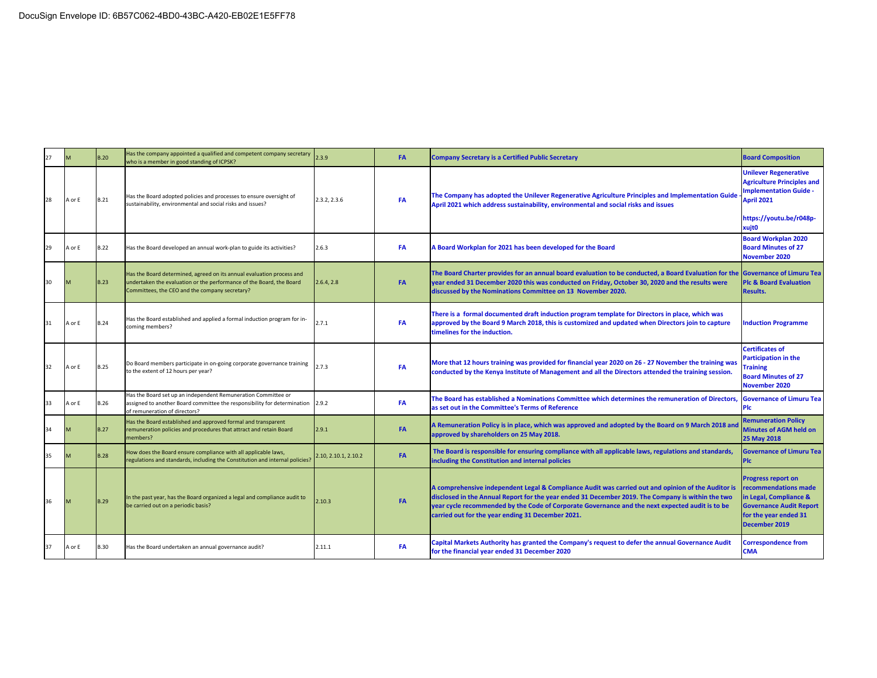DocuSign Envelope ID: 6B57C062-4BD0-43BC-A420-EB02E1E5FF78

| | | | | | | | |
|---|---|---|---|---|---|---|---|
| 27 | M | B.20 | Has the company appointed a qualified and competent company secretary who is a member in good standing of ICPSK? | 2.3.9 | FA | **Company Secretary is a Certified Public Secretary** | **Board Composition** |
| 28 | A or E | B.21 | Has the Board adopted policies and processes to ensure oversight of sustainability, environmental and social risks and issues? | 2.3.2, 2.3.6 | FA | **The Company has adopted the Unilever Regenerative Agriculture Principles and Implementation Guide - April 2021 which address sustainability, environmental and social risks and issues** | **Unilever Regenerative Agriculture Principles and Implementation Guide - April 2021**<br><br>**https://youtu.be/r048p-xujt0** |
| 29 | A or E | B.22 | Has the Board developed an annual work-plan to guide its activities? | 2.6.3 | FA | **A Board Workplan for 2021 has been developed for the Board** | **Board Workplan 2020**<br>**Board Minutes of 27 November 2020** |
| 30 | M | B.23 | Has the Board determined, agreed on its annual evaluation process and undertaken the evaluation or the performance of the Board, the Board Committees, the CEO and the company secretary? | 2.6.4, 2.8 | FA | **The Board Charter provides for an annual board evaluation to be conducted, a Board Evaluation for the year ended 31 December 2020 this was conducted on Friday, October 30, 2020 and the results were discussed by the Nominations Committee on 13 November 2020.** | **Governance of Limuru Tea Plc & Board Evaluation Results.** |
| 31 | A or E | B.24 | Has the Board established and applied a formal induction program for in-coming members? | 2.7.1 | FA | **There is a formal documented draft induction program template for Directors in place, which was approved by the Board 9 March 2018, this is customized and updated when Directors join to capture timelines for the induction.** | **Induction Programme** |
| 32 | A or E | B.25 | Do Board members participate in on-going corporate governance training to the extent of 12 hours per year? | 2.7.3 | FA | **More that 12 hours training was provided for financial year 2020 on 26 - 27 November the training was conducted by the Kenya Institute of Management and all the Directors attended the training session.** | **Certificates of Participation in the Training**<br>**Board Minutes of 27 November 2020** |
| 33 | A or E | B.26 | Has the Board set up an independent Remuneration Committee or assigned to another Board committee the responsibility for determination of remuneration of directors? | 2.9.2 | FA | **The Board has established a Nominations Committee which determines the remuneration of Directors, as set out in the Committee's Terms of Reference** | **Governance of Limuru Tea Plc** |
| 34 | M | B.27 | Has the Board established and approved formal and transparent remuneration policies and procedures that attract and retain Board members? | 2.9.1 | FA | **A Remuneration Policy is in place, which was approved and adopted by the Board on 9 March 2018 and approved by shareholders on 25 May 2018.** | **Remuneration Policy**<br>**Minutes of AGM held on 25 May 2018** |
| 35 | M | B.28 | How does the Board ensure compliance with all applicable laws, regulations and standards, including the Constitution and internal policies? | 2.10, 2.10.1, 2.10.2 | FA | **The Board is responsible for ensuring compliance with all applicable laws, regulations and standards, including the Constitution and internal policies** | **Governance of Limuru Tea Plc** |
| 36 | M | B.29 | In the past year, has the Board organized a legal and compliance audit to be carried out on a periodic basis? | 2.10.3 | FA | **A comprehensive independent Legal & Compliance Audit was carried out and opinion of the Auditor is disclosed in the Annual Report for the year ended 31 December 2019. The Company is within the two year cycle recommended by the Code of Corporate Governance and the next expected audit is to be carried out for the year ending 31 December 2021.** | **Progress report on recommendations made in Legal, Compliance & Governance Audit Report for the year ended 31 December 2019** |
| 37 | A or E | B.30 | Has the Board undertaken an annual governance audit? | 2.11.1 | FA | **Capital Markets Authority has granted the Company's request to defer the annual Governance Audit for the financial year ended 31 December 2020** | **Correspondence from CMA** |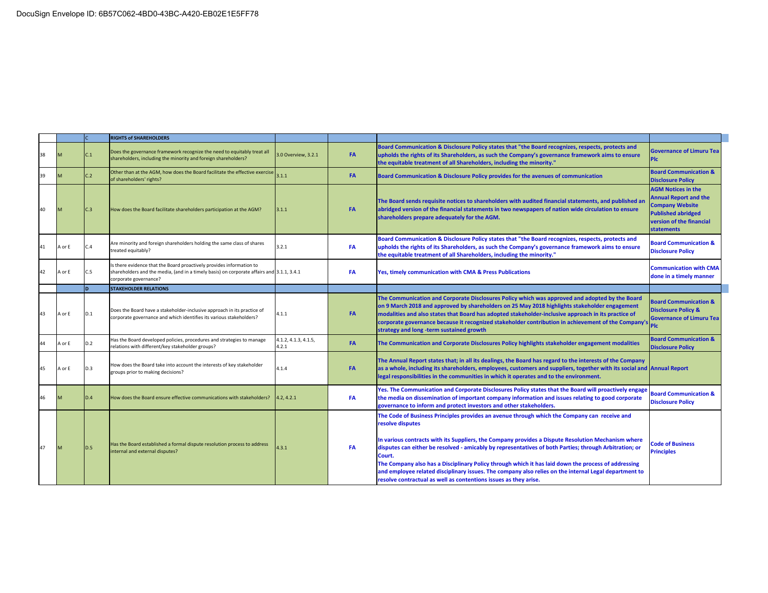DocuSign Envelope ID: 6B57C062-4BD0-43BC-A420-EB02E1E5FF78

| | | | | | | | |
|---|---|---|---|---|---|---|---|
| | | C | RIGHTS of SHAREHOLDERS | | | | |
| 38 | M | C.1 | Does the governance framework recognize the need to equitably treat all shareholders, including the minority and foreign shareholders? | 3.0 Overview, 3.2.1 | FA | Board Communication & Disclosure Policy states that "the Board recognizes, respects, protects and upholds the rights of its Shareholders, as such the Company's governance framework aims to ensure the equitable treatment of all Shareholders, including the minority." | Governance of Limuru Tea Plc |
| 39 | M | C.2 | Other than at the AGM, how does the Board facilitate the effective exercise of shareholders' rights? | 3.1.1 | FA | Board Communication & Disclosure Policy provides for the avenues of communication | Board Communication & Disclosure Policy |
| 40 | M | C.3 | How does the Board facilitate shareholders participation at the AGM? | 3.1.1 | FA | The Board sends requisite notices to shareholders with audited financial statements, and published an abridged version of the financial statements in two newspapers of nation wide circulation to ensure shareholders prepare adequately for the AGM. | AGM Notices in the Annual Report and the Company Website Published abridged version of the financial statements |
| 41 | A or E | C.4 | Are minority and foreign shareholders holding the same class of shares treated equitably? | 3.2.1 | FA | Board Communication & Disclosure Policy states that "the Board recognizes, respects, protects and upholds the rights of its Shareholders, as such the Company's governance framework aims to ensure the equitable treatment of all Shareholders, including the minority." | Board Communication & Disclosure Policy |
| 42 | A or E | C.5 | Is there evidence that the Board proactively provides information to shareholders and the media, (and in a timely basis) on corporate affairs and corporate governance? | 3.1.1, 3.4.1 | FA | Yes, timely communication with CMA & Press Publications | Communication with CMA done in a timely manner |
| | | D | STAKEHOLDER RELATIONS | | | | |
| 43 | A or E | D.1 | Does the Board have a stakeholder-inclusive approach in its practice of corporate governance and which identifies its various stakeholders? | 4.1.1 | FA | The Communication and Corporate Disclosures Policy which was approved and adopted by the Board on 9 March 2018 and approved by shareholders on 25 May 2018 highlights stakeholder engagement modalities and also states that Board has adopted stakeholder-inclusive approach in its practice of corporate governance because it recognized stakeholder contribution in achievement of the Company's strategy and long -term sustained growth | Board Communication & Disclosure Policy & Governance of Limuru Tea Plc |
| 44 | A or E | D.2 | Has the Board developed policies, procedures and strategies to manage relations with different/key stakeholder groups? | 4.1.2, 4.1.3, 4.1.5, 4.2.1 | FA | The Communication and Corporate Disclosures Policy highlights stakeholder engagement modalities | Board Communication & Disclosure Policy |
| 45 | A or E | D.3 | How does the Board take into account the interests of key stakeholder groups prior to making decisions? | 4.1.4 | FA | The Annual Report states that; in all its dealings, the Board has regard to the interests of the Company as a whole, including its shareholders, employees, customers and suppliers, together with its social and legal responsibilities in the communities in which it operates and to the environment. | Annual Report |
| 46 | M | D.4 | How does the Board ensure effective communications with stakeholders? | 4.2, 4.2.1 | FA | Yes. The Communication and Corporate Disclosures Policy states that the Board will proactively engage the media on dissemination of important company information and issues relating to good corporate governance to inform and protect investors and other stakeholders. | Board Communication & Disclosure Policy |
| 47 | M | D.5 | Has the Board established a formal dispute resolution process to address internal and external disputes? | 4.3.1 | FA | The Code of Business Principles provides an avenue through which the Company can receive and resolve disputes<br><br>In various contracts with its Suppliers, the Company provides a Dispute Resolution Mechanism where disputes can either be resolved - amicably by representatives of both Parties; through Arbitration; or Court.<br>The Company also has a Disciplinary Policy through which it has laid down the process of addressing and employee related disciplinary issues. The company also relies on the internal Legal department to resolve contractual as well as contentions issues as they arise. | Code of Business Principles |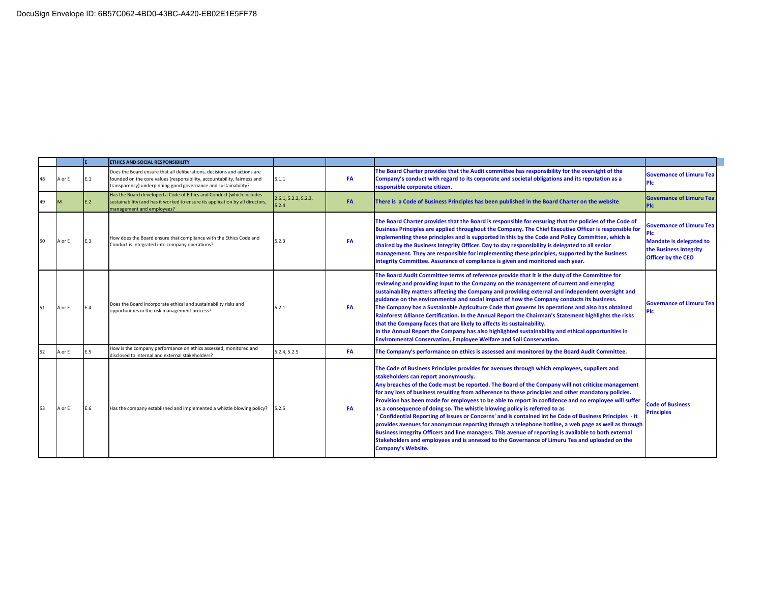| | | E | ETHICS AND SOCIAL RESPONSIBILITY | | | | |
|---|---|---|---|---|---|---|---|
| 48 | A or E | E.1 | Does the Board ensure that all deliberations, decisions and actions are founded on the core values (responsibility, accountability, fairness and transparency) underpinning good governance and sustainability? | 5.1.1 | **FA** | **The Board Charter provides that the Audit committee has responsibility for the oversight of the Company's conduct with regard to its corporate and societal obligations and its reputation as a responsible corporate citizen.** | **Governance of Limuru Tea Plc** |
| 49 | M | E.2 | Has the Board developed a Code of Ethics and Conduct (which includes sustainability) and has it worked to ensure its application by all directors, management and employees? | 2.6.1, 5.2.2, 5.2.3, 5.2.4 | **FA** | **There is a Code of Business Principles has been published in the Board Charter on the website** | **Governance of Limuru Tea Plc** |
| 50 | A or E | E.3 | How does the Board ensure that compliance with the Ethics Code and Conduct is integrated into company operations? | 5.2.3 | **FA** | **The Board Charter provides that the Board is responsible for ensuring that the policies of the Code of Business Principles are applied throughout the Company. The Chief Executive Officer is responsible for implementing these principles and is supported in this by the Code and Policy Committee, which is chaired by the Business Integrity Officer. Day to day responsibility is delegated to all senior management. They are responsible for implementing these principles, supported by the Business Integrity Committee. Assurance of compliance is given and monitored each year.** | **Governance of Limuru Tea Plc<br>Mandate is delegated to the Business Integrity Officer by the CEO** |
| 51 | A or E | E.4 | Does the Board incorporate ethical and sustainability risks and opportunities in the risk management process? | 5.2.1 | **FA** | **The Board Audit Committee terms of reference provide that it is the duty of the Committee for reviewing and providing input to the Company on the management of current and emerging sustainability matters affecting the Company and providing external and independent oversight and guidance on the environmental and social impact of how the Company conducts its business.<br>The Company has a Sustainable Agriculture Code that governs its operations and also has obtained Rainforest Alliance Certification. In the Annual Report the Chairman's Statement highlights the risks that the Company faces that are likely to affects its sustainability.<br>In the Annual Report the Company has also highlighted sustainability and ethical opportunities in Environmental Conservation, Employee Welfare and Soil Conservation.** | **Governance of Limuru Tea Plc** |
| 52 | A or E | E.5 | How is the company performance on ethics assessed, monitored and disclosed to internal and external stakeholders? | 5.2.4, 5.2.5 | **FA** | **The Company's performance on ethics is assessed and monitored by the Board Audit Committee.** | |
| 53 | A or E | E.6 | Has the company established and implemented a whistle blowing policy? | 5.2.5 | **FA** | **The Code of Business Principles provides for avenues through which employees, suppliers and stakeholders can report anonymously.<br>Any breaches of the Code must be reported. The Board of the Company will not criticize management for any loss of business resulting from adherence to these principles and other mandatory policies. Provision has been made for employees to be able to report in confidence and no employee will suffer as a consequence of doing so. The whistle blowing policy is referred to as<br>' Confidential Reporting of Issues or Concerns' and is contained int he Code of Business Principles - it provides avenues for anonymous reporting through a telephone hotline, a web page as well as through Business Integrity Officers and line managers. This avenue of reporting is available to both external Stakeholders and employees and is annexed to the Governance of Limuru Tea and uploaded on the Company's Website.** | **Code of Business Principles** |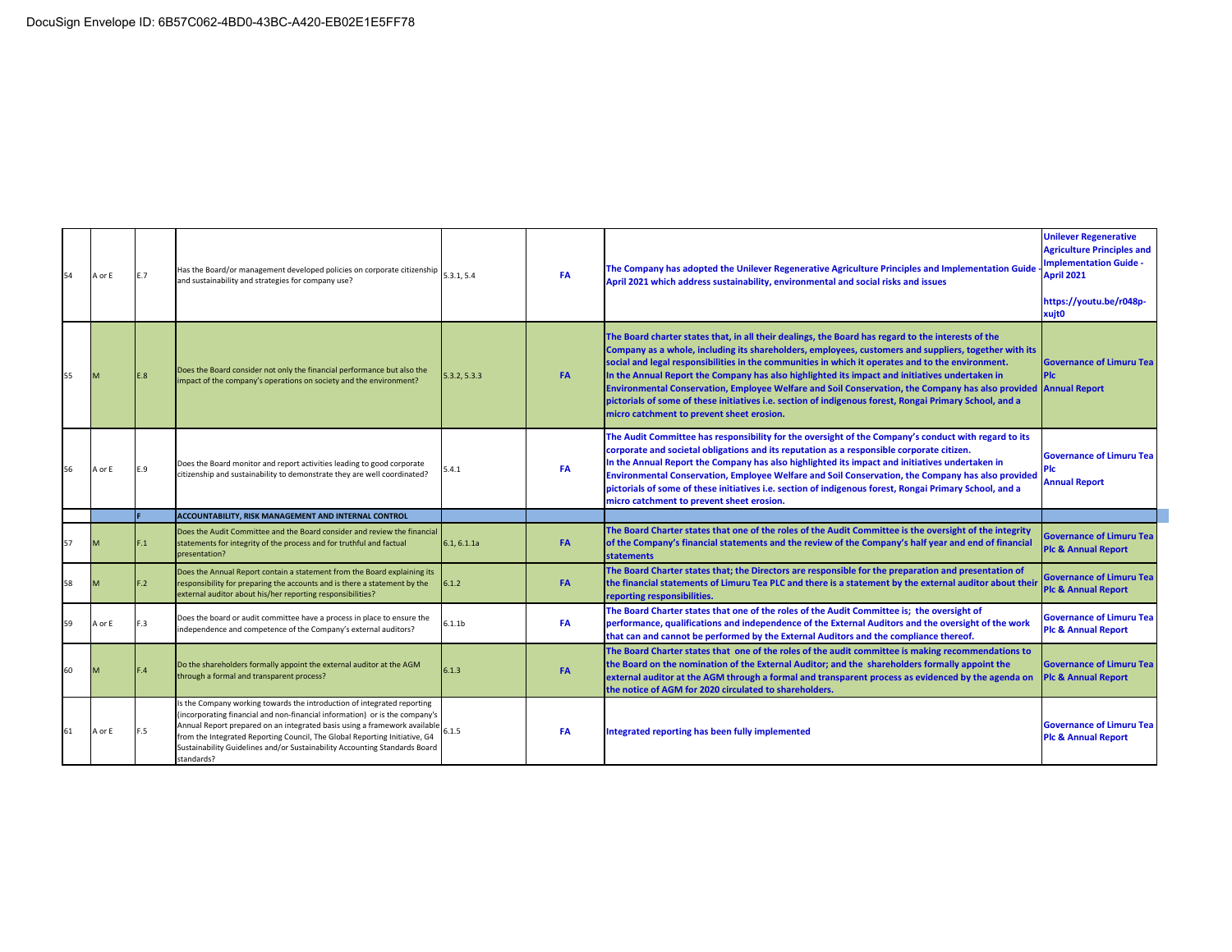DocuSign Envelope ID: 6B57C062-4BD0-43BC-A420-EB02E1E5FF78

| | | | | | | | |
|---|---|---|---|---|---|---|---|
| 54 | A or E | E.7 | Has the Board/or management developed policies on corporate citizenship and sustainability and strategies for company use? | 5.3.1, 5.4 | FA | The Company has adopted the Unilever Regenerative Agriculture Principles and Implementation Guide - April 2021 which address sustainability, environmental and social risks and issues | Unilever Regenerative Agriculture Principles and Implementation Guide - April 2021<br><br>https://youtu.be/r048p-xujt0 |
| 55 | M | E.8 | Does the Board consider not only the financial performance but also the impact of the company's operations on society and the environment? | 5.3.2, 5.3.3 | FA | The Board charter states that, in all their dealings, the Board has regard to the interests of the Company as a whole, including its shareholders, employees, customers and suppliers, together with its social and legal responsibilities in the communities in which it operates and to the environment.<br>In the Annual Report the Company has also highlighted its impact and initiatives undertaken in Environmental Conservation, Employee Welfare and Soil Conservation, the Company has also provided pictorials of some of these initiatives i.e. section of indigenous forest, Rongai Primary School, and a micro catchment to prevent sheet erosion. | Governance of Limuru Tea Plc<br>Annual Report |
| 56 | A or E | E.9 | Does the Board monitor and report activities leading to good corporate citizenship and sustainability to demonstrate they are well coordinated? | 5.4.1 | FA | The Audit Committee has responsibility for the oversight of the Company's conduct with regard to its corporate and societal obligations and its reputation as a responsible corporate citizen.<br>In the Annual Report the Company has also highlighted its impact and initiatives undertaken in Environmental Conservation, Employee Welfare and Soil Conservation, the Company has also provided pictorials of some of these initiatives i.e. section of indigenous forest, Rongai Primary School, and a micro catchment to prevent sheet erosion. | Governance of Limuru Tea Plc<br>Annual Report |
| | | F | ACCOUNTABILITY, RISK MANAGEMENT AND INTERNAL CONTROL | | | | |
| 57 | M | F.1 | Does the Audit Committee and the Board consider and review the financial statements for integrity of the process and for truthful and factual presentation? | 6.1, 6.1.1a | FA | The Board Charter states that one of the roles of the Audit Committee is the oversight of the integrity of the Company's financial statements and the review of the Company's half year and end of financial statements | Governance of Limuru Tea Plc & Annual Report |
| 58 | M | F.2 | Does the Annual Report contain a statement from the Board explaining its responsibility for preparing the accounts and is there a statement by the external auditor about his/her reporting responsibilities? | 6.1.2 | FA | The Board Charter states that; the Directors are responsible for the preparation and presentation of the financial statements of Limuru Tea PLC and there is a statement by the external auditor about their reporting responsibilities. | Governance of Limuru Tea Plc & Annual Report |
| 59 | A or E | F.3 | Does the board or audit committee have a process in place to ensure the independence and competence of the Company's external auditors? | 6.1.1b | FA | The Board Charter states that one of the roles of the Audit Committee is; the oversight of performance, qualifications and independence of the External Auditors and the oversight of the work that can and cannot be performed by the External Auditors and the compliance thereof. | Governance of Limuru Tea Plc & Annual Report |
| 60 | M | F.4 | Do the shareholders formally appoint the external auditor at the AGM through a formal and transparent process? | 6.1.3 | FA | The Board Charter states that one of the roles of the audit committee is making recommendations to the Board on the nomination of the External Auditor; and the shareholders formally appoint the external auditor at the AGM through a formal and transparent process as evidenced by the agenda on the notice of AGM for 2020 circulated to shareholders. | Governance of Limuru Tea Plc & Annual Report |
| 61 | A or E | F.5 | Is the Company working towards the introduction of integrated reporting (incorporating financial and non-financial information) or is the company's Annual Report prepared on an integrated basis using a framework available from the Integrated Reporting Council, The Global Reporting Initiative, G4 Sustainability Guidelines and/or Sustainability Accounting Standards Board standards? | 6.1.5 | FA | Integrated reporting has been fully implemented | Governance of Limuru Tea Plc & Annual Report |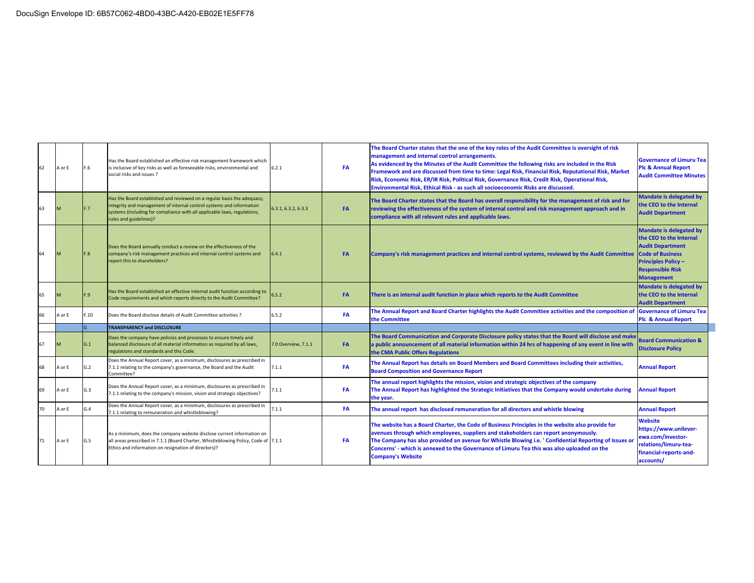DocuSign Envelope ID: 6B57C062-4BD0-43BC-A420-EB02E1E5FF78

| | | | | | | | |
|---|---|---|---|---|---|---|---|
| 62 | A or E | F.6 | Has the Board established an effective risk management framework which is inclusive of key risks as well as foreseeable risks, environmental and social risks and issues ? | 6.2.1 | **FA** | **The Board Charter states that the one of the key roles of the Audit Committee is oversight of risk management and internal control arrangements. As evidenced by the Minutes of the Audit Committee the following risks are included in the Risk Framework and are discussed from time to time: Legal Risk, Financial Risk, Reputational Risk, Market Risk, Economic Risk, ER/IR Risk, Political Risk, Governance Risk, Credit Risk, Operational Risk, Environmental Risk, Ethical Risk - as such all socioeconomic Risks are discussed.** | **Governance of Limuru Tea Plc & Annual Report Audit Committee Minutes** |
| 63 | M | F.7 | Has the Board established and reviewed on a regular basis the adequacy, integrity and management of internal control systems and information systems (including for compliance with all applicable laws, regulations, rules and guidelines)? | 6.3.1, 6.3.2, 6.3.3 | **FA** | **The Board Charter states that the Board has overall responsibility for the management of risk and for reviewing the effectiveness of the system of internal control and risk management approach and in compliance with all relevant rules and applicable laws.** | **Mandate is delegated by the CEO to the Internal Audit Department** |
| 64 | M | F.8 | Does the Board annually conduct a review on the effectiveness of the company's risk management practices and internal control systems and report this to shareholders? | 6.4.1 | **FA** | **Company's risk management practices and internal control systems, reviewed by the Audit Committee** | **Mandate is delegated by the CEO to the Internal Audit Department Code of Business Principles Policy – Responsible Risk Management** |
| 65 | M | F.9 | Has the Board established an effective internal audit function according to Code requirements and which reports directly to the Audit Committee? | 6.5.2 | **FA** | **There is an internal audit function in place which reports to the Audit Committee** | **Mandate is delegated by the CEO to the Internal Audit Department** |
| 66 | A or E | F.10 | Does the Board disclose details of Audit Committee activities ? | 6.5.2 | **FA** | **The Annual Report and Board Charter highlights the Audit Committee activities and the composition of the Committee** | **Governance of Limuru Tea Plc & Annual Report** |
| | | G | **TRANSPARENCY and DISCLOSURE** | | | | |
| 67 | M | G.1 | Does the company have policies and processes to ensure timely and balanced disclosure of all material information as required by all laws, regulations and standards and this Code. | 7.0 Overview, 7.1.1 | **FA** | **The Board Communication and Corporate Disclosure policy states that the Board will disclose and make a public announcement of all material information within 24 hrs of happening of any event in line with the CMA Public Offers Regulations** | **Board Communication & Disclosure Policy** |
| 68 | A or E | G.2 | Does the Annual Report cover, as a minimum, disclosures as prescribed in 7.1.1 relating to the company's governance, the Board and the Audit Committee? | 7.1.1 | **FA** | **The Annual Report has details on Board Members and Board Committees including their activities, Board Composition and Governance Report** | **Annual Report** |
| 69 | A or E | G.3 | Does the Annual Report cover, as a minimum, disclosures as prescribed in 7.1.1 relating to the company's mission, vision and strategic objectives? | 7.1.1 | **FA** | **The annual report highlights the mission, vision and strategic objectives of the company The Annual Report has highlighted the Strategic Initiatives that the Company would undertake during the year.** | **Annual Report** |
| 70 | A or E | G.4 | Does the Annual Report cover, as a minimum, disclosures as prescribed in 7.1.1 relating to remuneration and whistleblowing? | 7.1.1 | **FA** | **The annual report has disclosed remuneration for all directors and whistle blowing** | **Annual Report** |
| 71 | A or E | G.5 | As a minimum, does the company website disclose current information on all areas prescribed in 7.1.1 (Board Charter, Whistleblowing Policy, Code of Ethics and information on resignation of directors)? | 7.1.1 | **FA** | **The website has a Board Charter, the Code of Business Principles in the website also provide for avenues through which employees, suppliers and stakeholders can report anonymously. The Company has also provided an avenue for Whistle Blowing i.e. ' Confidential Reporting of Issues or Concerns' - which is annexed to the Governance of Limuru Tea this was also uploaded on the Company's Website** | **Website https://www.unilever-ewa.com/investor-relations/limuru-tea-financial-reports-and-accounts/** |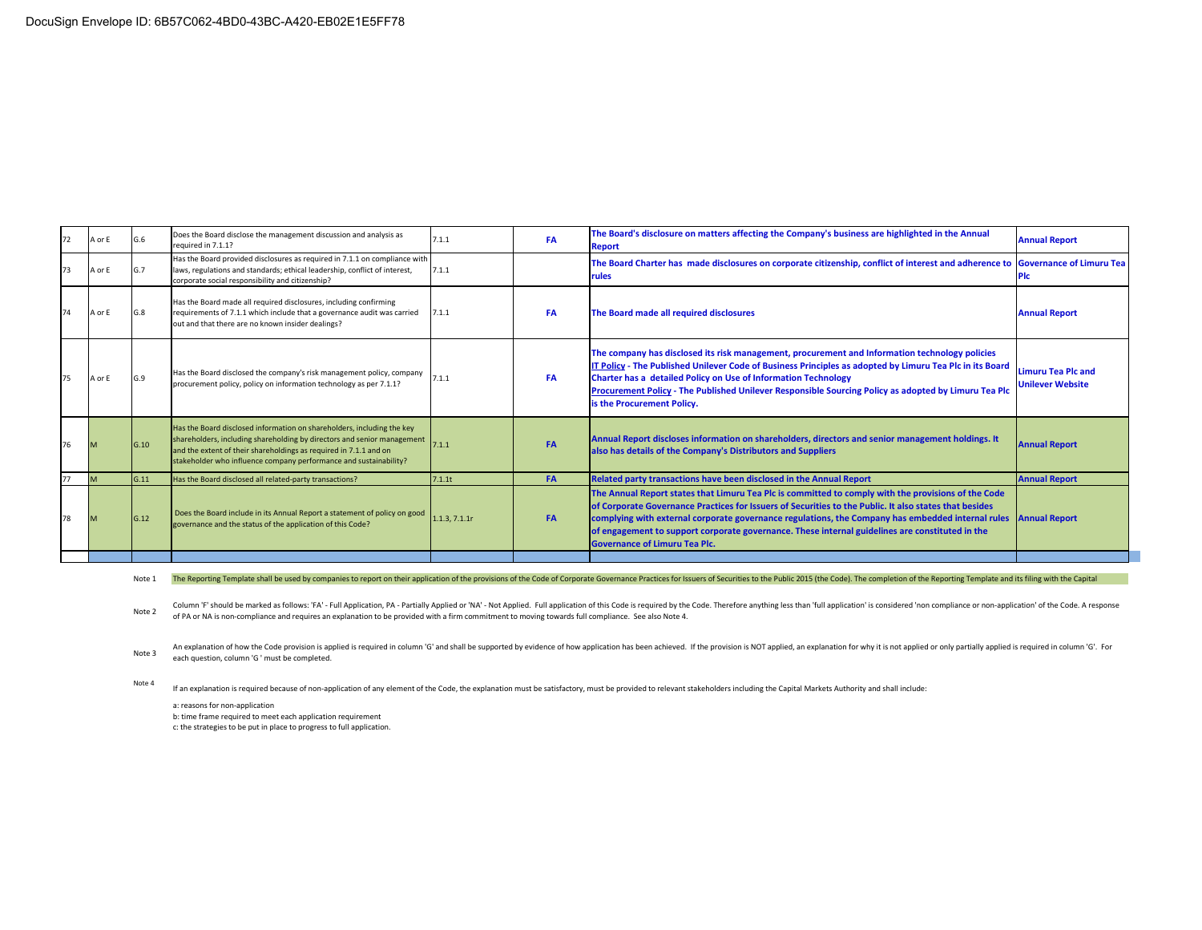DocuSign Envelope ID: 6B57C062-4BD0-43BC-A420-EB02E1E5FF78

| | | | | | | | |
|---|---|---|---|---|---|---|---|
| 72 | A or E | G.6 | Does the Board disclose the management discussion and analysis as required in 7.1.1? | 7.1.1 | FA | **The Board's disclosure on matters affecting the Company's business are highlighted in the Annual Report** | **Annual Report** |
| 73 | A or E | G.7 | Has the Board provided disclosures as required in 7.1.1 on compliance with laws, regulations and standards; ethical leadership, conflict of interest, corporate social responsibility and citizenship? | 7.1.1 | | **The Board Charter has made disclosures on corporate citizenship, conflict of interest and adherence to rules** | **Governance of Limuru Tea Plc** |
| 74 | A or E | G.8 | Has the Board made all required disclosures, including confirming requirements of 7.1.1 which include that a governance audit was carried out and that there are no known insider dealings? | 7.1.1 | FA | **The Board made all required disclosures** | **Annual Report** |
| 75 | A or E | G.9 | Has the Board disclosed the company's risk management policy, company procurement policy, policy on information technology as per 7.1.1? | 7.1.1 | FA | **The company has disclosed its risk management, procurement and Information technology policies** **IT Policy - The Published Unilever Code of Business Principles as adopted by Limuru Tea Plc in its Board Charter has a detailed Policy on Use of Information Technology** **Procurement Policy - The Published Unilever Responsible Sourcing Policy as adopted by Limuru Tea Plc is the Procurement Policy.** | **Limuru Tea Plc and Unilever Website** |
| 76 | M | G.10 | Has the Board disclosed information on shareholders, including the key shareholders, including shareholding by directors and senior management and the extent of their shareholdings as required in 7.1.1 and on stakeholder who influence company performance and sustainability? | 7.1.1 | FA | **Annual Report discloses information on shareholders, directors and senior management holdings. It also has details of the Company's Distributors and Suppliers** | **Annual Report** |
| 77 | M | G.11 | Has the Board disclosed all related-party transactions? | 7.1.1t | FA | **Related party transactions have been disclosed in the Annual Report** | **Annual Report** |
| 78 | M | G.12 | Does the Board include in its Annual Report a statement of policy on good governance and the status of the application of this Code? | 1.1.3, 7.1.1r | FA | **The Annual Report states that Limuru Tea Plc is committed to comply with the provisions of the Code of Corporate Governance Practices for Issuers of Securities to the Public. It also states that besides complying with external corporate governance regulations, the Company has embedded internal rules of engagement to support corporate governance. These internal guidelines are constituted in the Governance of Limuru Tea Plc.** | **Annual Report** |

Note 1 The Reporting Template shall be used by companies to report on their application of the provisions of the Code of Corporate Governance Practices for Issuers of Securities to the Public 2015 (the Code). The completion of the Reporting Template and its filing with the Capital

Note 2 Column 'F' should be marked as follows: 'FA' - Full Application, PA - Partially Applied or 'NA' - Not Applied. Full application of this Code is required by the Code. Therefore anything less than 'full application' is considered 'non compliance or non-application' of the Code. A response of PA or NA is non-compliance and requires an explanation to be provided with a firm commitment to moving towards full compliance. See also Note 4.

Note 3 An explanation of how the Code provision is applied is required in column 'G' and shall be supported by evidence of how application has been achieved. If the provision is NOT applied, an explanation for why it is not applied or only partially applied is required in column 'G'. For each question, column 'G ' must be completed.

Note 4 If an explanation is required because of non-application of any element of the Code, the explanation must be satisfactory, must be provided to relevant stakeholders including the Capital Markets Authority and shall include:

a: reasons for non-application

b: time frame required to meet each application requirement

c: the strategies to be put in place to progress to full application.